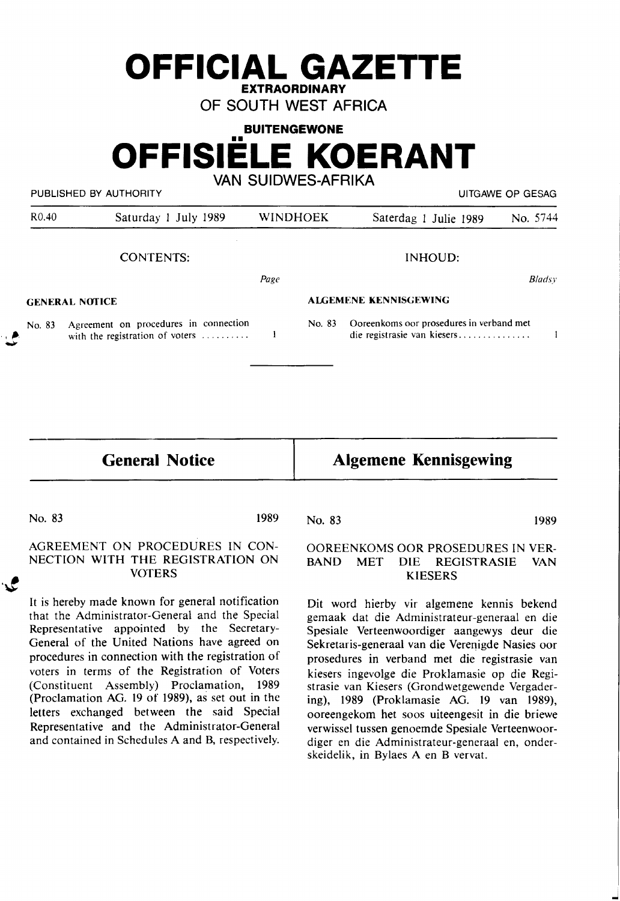# OFFICIAL GAZETTE

**EXTRAORDINARY**

OF SOUTH WEST AFRICA

**BUITENGEWONE**

# OFFISIËLE KOERANT

VAN SUIDWES-AFRIKA

PUBLISHED BY AUTHORITY — UITGAWE OP GESAG

R0.40 — Saturday 1 July 1989 — WINDHOEK — Saterdag 1 Julie 1989 — No. 5744

CONTENTS:

| | | Page |
|---|---|---|
| **GENERAL NOTICE** | | |
| No. 83 | Agreement on procedures in connection with the registration of voters | 1 |

INHOUD:

| | | Bladsy |
|---|---|---|
| **ALGEMENE KENNISGEWING** | | |
| No. 83 | Ooreenkoms oor prosedures in verband met die registrasie van kiesers | 1 |

## General Notice

No. 83 — 1989

AGREEMENT ON PROCEDURES IN CONNECTION WITH THE REGISTRATION ON VOTERS

It is hereby made known for general notification that the Administrator-General and the Special Representative appointed by the Secretary-General of the United Nations have agreed on procedures in connection with the registration of voters in terms of the Registration of Voters (Constituent Assembly) Proclamation, 1989 (Proclamation AG. 19 of 1989), as set out in the letters exchanged between the said Special Representative and the Administrator-General and contained in Schedules A and B, respectively.

## Algemene Kennisgewing

No. 83 — 1989

OOREENKOMS OOR PROSEDURES IN VERBAND MET DIE REGISTRASIE VAN KIESERS

Dit word hierby vir algemene kennis bekend gemaak dat die Administrateur-generaal en die Spesiale Verteenwoordiger aangewys deur die Sekretaris-generaal van die Verenigde Nasies oor prosedures in verband met die registrasie van kiesers ingevolge die Proklamasie op die Registrasie van Kiesers (Grondwetgewende Vergadering), 1989 (Proklamasie AG. 19 van 1989), ooreengekom het soos uiteengesit in die briewe verwissel tussen genoemde Spesiale Verteenwoordiger en die Administrateur-generaal en, onderskeidelik, in Bylaes A en B vervat.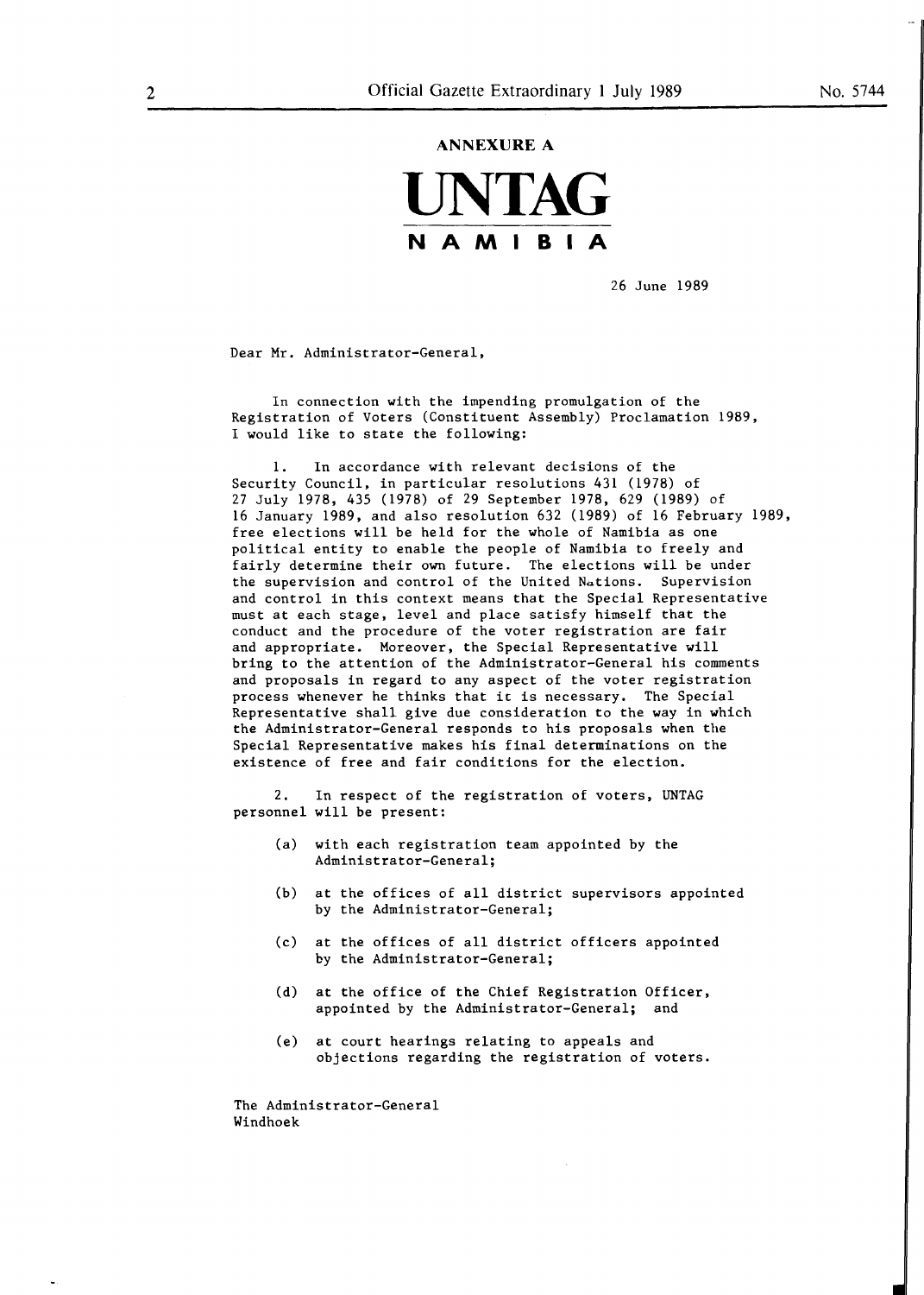## ANNEXURE A

# UNTAG

**N A M I B I A**

26 June 1989

Dear Mr. Administrator-General,

In connection with the impending promulgation of the Registration of Voters (Constituent Assembly) Proclamation 1989, I would like to state the following:

1. In accordance with relevant decisions of the Security Council, in particular resolutions 431 (1978) of 27 July 1978, 435 (1978) of 29 September 1978, 629 (1989) of 16 January 1989, and also resolution 632 (1989) of 16 February 1989, free elections will be held for the whole of Namibia as one political entity to enable the people of Namibia to freely and fairly determine their own future. The elections will be under the supervision and control of the United Nations. Supervision and control in this context means that the Special Representative must at each stage, level and place satisfy himself that the conduct and the procedure of the voter registration are fair and appropriate. Moreover, the Special Representative will bring to the attention of the Administrator-General his comments and proposals in regard to any aspect of the voter registration process whenever he thinks that it is necessary. The Special Representative shall give due consideration to the way in which the Administrator-General responds to his proposals when the Special Representative makes his final determinations on the existence of free and fair conditions for the election.

2. In respect of the registration of voters, UNTAG personnel will be present:

(a) with each registration team appointed by the Administrator-General;

(b) at the offices of all district supervisors appointed by the Administrator-General;

(c) at the offices of all district officers appointed by the Administrator-General;

(d) at the office of the Chief Registration Officer, appointed by the Administrator-General; and

(e) at court hearings relating to appeals and objections regarding the registration of voters.

The Administrator-General
Windhoek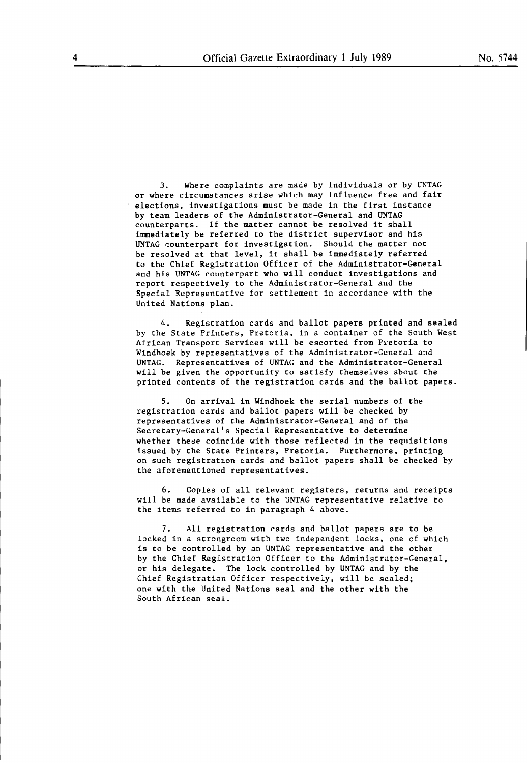3. Where complaints are made by individuals or by UNTAG or where circumstances arise which may influence free and fair elections, investigations must be made in the first instance by team leaders of the Administrator-General and UNTAG counterparts. If the matter cannot be resolved it shall immediately be referred to the district supervisor and his UNTAG counterpart for investigation. Should the matter not be resolved at that level, it shall be immediately referred to the Chief Registration Officer of the Administrator-General and his UNTAG counterpart who will conduct investigations and report respectively to the Administrator-General and the Special Representative for settlement in accordance with the United Nations plan.

4. Registration cards and ballot papers printed and sealed by the State Printers, Pretoria, in a container of the South West African Transport Services will be escorted from Pretoria to Windhoek by representatives of the Administrator-General and UNTAG. Representatives of UNTAG and the Administrator-General will be given the opportunity to satisfy themselves about the printed contents of the registration cards and the ballot papers.

5. On arrival in Windhoek the serial numbers of the registration cards and ballot papers will be checked by representatives of the Administrator-General and of the Secretary-General's Special Representative to determine whether these coincide with those reflected in the requisitions issued by the State Printers, Pretoria. Furthermore, printing on such registration cards and ballot papers shall be checked by the aforementioned representatives.

6. Copies of all relevant registers, returns and receipts will be made available to the UNTAG representative relative to the items referred to in paragraph 4 above.

7. All registration cards and ballot papers are to be locked in a strongroom with two independent locks, one of which is to be controlled by an UNTAG representative and the other by the Chief Registration Officer to the Administrator-General, or his delegate. The lock controlled by UNTAG and by the Chief Registration Officer respectively, will be sealed; one with the United Nations seal and the other with the South African seal.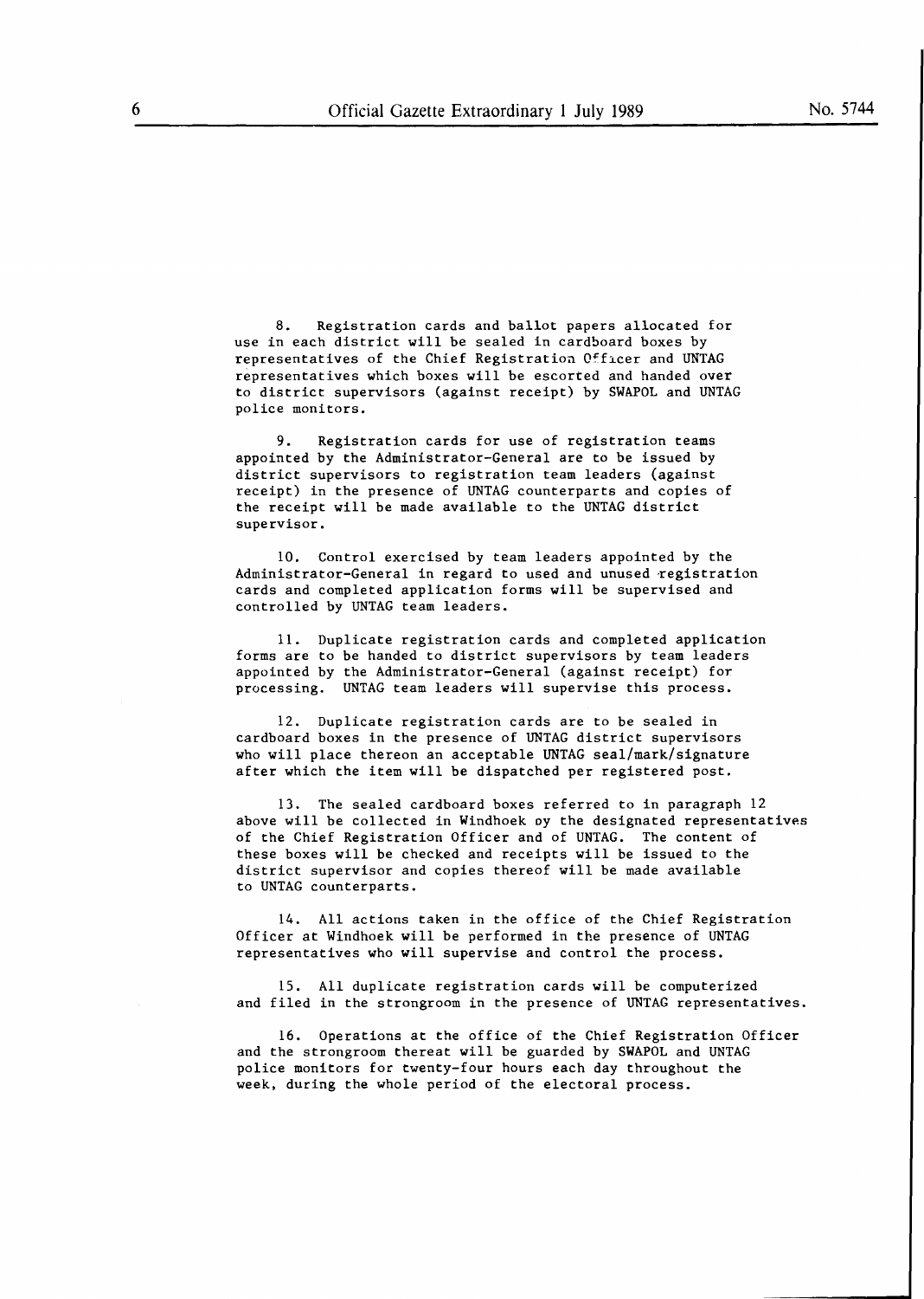8. Registration cards and ballot papers allocated for use in each district will be sealed in cardboard boxes by representatives of the Chief Registration Officer and UNTAG representatives which boxes will be escorted and handed over to district supervisors (against receipt) by SWAPOL and UNTAG police monitors.

9. Registration cards for use of registration teams appointed by the Administrator-General are to be issued by district supervisors to registration team leaders (against receipt) in the presence of UNTAG counterparts and copies of the receipt will be made available to the UNTAG district supervisor.

10. Control exercised by team leaders appointed by the Administrator-General in regard to used and unused registration cards and completed application forms will be supervised and controlled by UNTAG team leaders.

11. Duplicate registration cards and completed application forms are to be handed to district supervisors by team leaders appointed by the Administrator-General (against receipt) for processing. UNTAG team leaders will supervise this process.

12. Duplicate registration cards are to be sealed in cardboard boxes in the presence of UNTAG district supervisors who will place thereon an acceptable UNTAG seal/mark/signature after which the item will be dispatched per registered post.

13. The sealed cardboard boxes referred to in paragraph 12 above will be collected in Windhoek by the designated representatives of the Chief Registration Officer and of UNTAG. The content of these boxes will be checked and receipts will be issued to the district supervisor and copies thereof will be made available to UNTAG counterparts.

14. All actions taken in the office of the Chief Registration Officer at Windhoek will be performed in the presence of UNTAG representatives who will supervise and control the process.

15. All duplicate registration cards will be computerized and filed in the strongroom in the presence of UNTAG representatives.

16. Operations at the office of the Chief Registration Officer and the strongroom thereat will be guarded by SWAPOL and UNTAG police monitors for twenty-four hours each day throughout the week, during the whole period of the electoral process.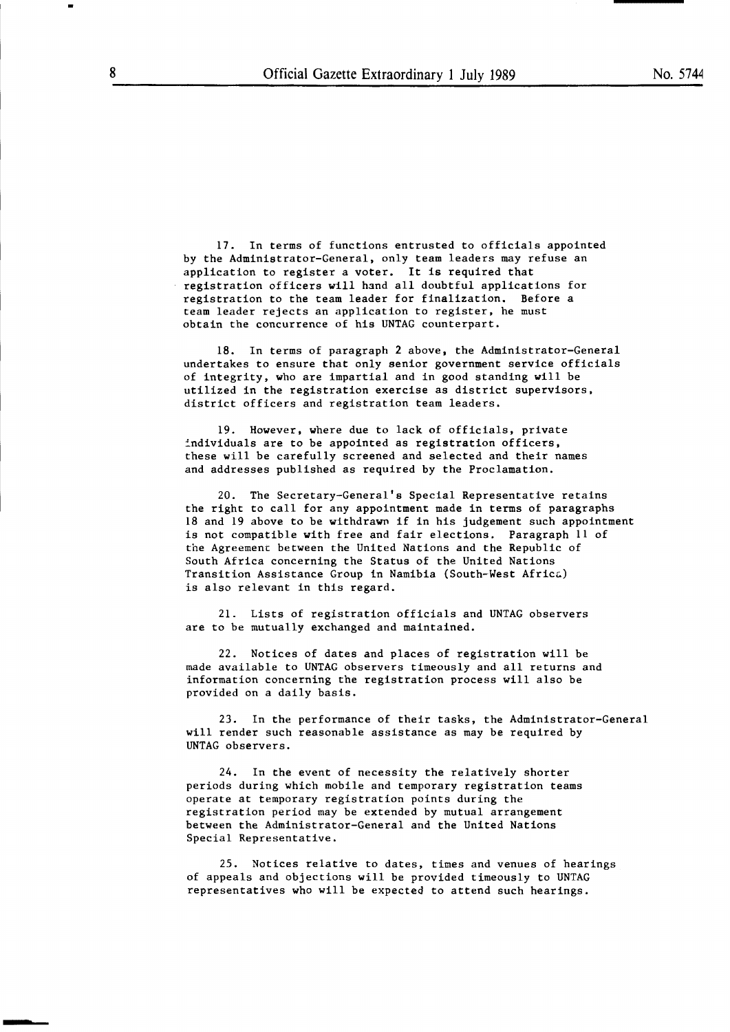17. In terms of functions entrusted to officials appointed by the Administrator-General, only team leaders may refuse an application to register a voter. It is required that registration officers will hand all doubtful applications for registration to the team leader for finalization. Before a team leader rejects an application to register, he must obtain the concurrence of his UNTAG counterpart.

18. In terms of paragraph 2 above, the Administrator-General undertakes to ensure that only senior government service officials of integrity, who are impartial and in good standing will be utilized in the registration exercise as district supervisors, district officers and registration team leaders.

19. However, where due to lack of officials, private individuals are to be appointed as registration officers, these will be carefully screened and selected and their names and addresses published as required by the Proclamation.

20. The Secretary-General's Special Representative retains the right to call for any appointment made in terms of paragraphs 18 and 19 above to be withdrawn if in his judgement such appointment is not compatible with free and fair elections. Paragraph 11 of the Agreement between the United Nations and the Republic of South Africa concerning the Status of the United Nations Transition Assistance Group in Namibia (South-West Africa) is also relevant in this regard.

21. Lists of registration officials and UNTAG observers are to be mutually exchanged and maintained.

22. Notices of dates and places of registration will be made available to UNTAG observers timeously and all returns and information concerning the registration process will also be provided on a daily basis.

23. In the performance of their tasks, the Administrator-General will render such reasonable assistance as may be required by UNTAG observers.

24. In the event of necessity the relatively shorter periods during which mobile and temporary registration teams operate at temporary registration points during the registration period may be extended by mutual arrangement between the Administrator-General and the United Nations Special Representative.

25. Notices relative to dates, times and venues of hearings of appeals and objections will be provided timeously to UNTAG representatives who will be expected to attend such hearings.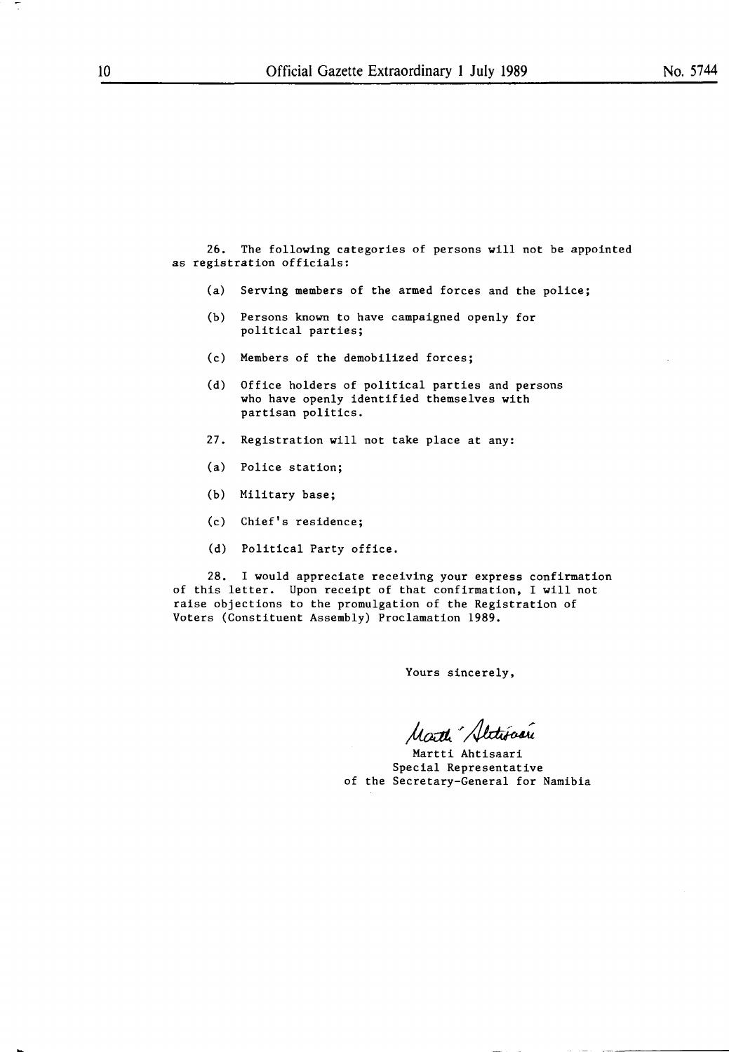26. The following categories of persons will not be appointed as registration officials:

(a) Serving members of the armed forces and the police;

(b) Persons known to have campaigned openly for political parties;

(c) Members of the demobilized forces;

(d) Office holders of political parties and persons who have openly identified themselves with partisan politics.

27. Registration will not take place at any:

(a) Police station;

(b) Military base;

(c) Chief's residence;

(d) Political Party office.

28. I would appreciate receiving your express confirmation of this letter. Upon receipt of that confirmation, I will not raise objections to the promulgation of the Registration of Voters (Constituent Assembly) Proclamation 1989.

Yours sincerely,

Martti Ahtisaari
Special Representative
of the Secretary-General for Namibia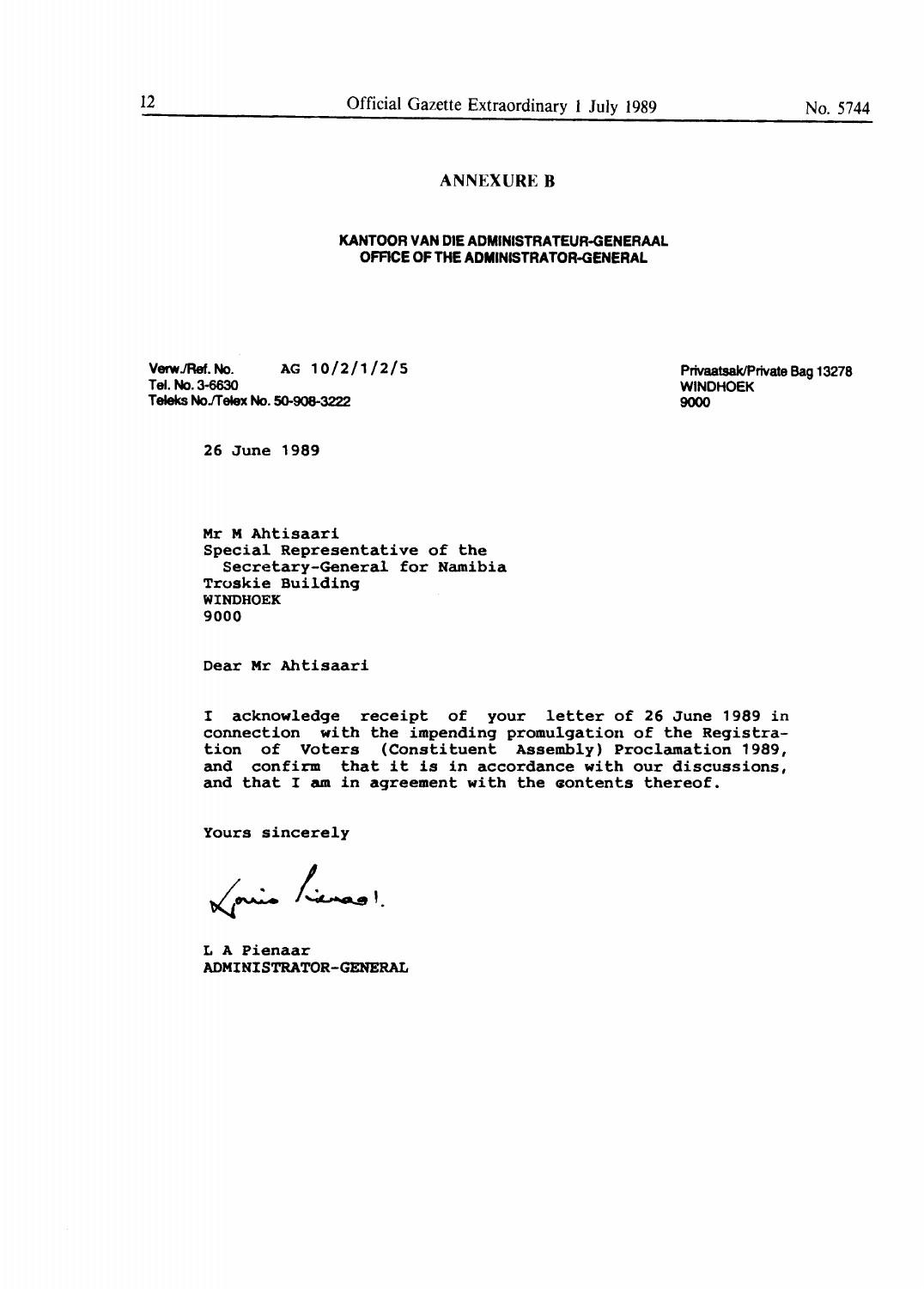## ANNEXURE B

**KANTOOR VAN DIE ADMINISTRATEUR-GENERAAL**
**OFFICE OF THE ADMINISTRATOR-GENERAL**

**Verw./Ref. No.** AG 10/2/1/2/5
**Tel. No. 3-6630**
**Teleks No./Telex No. 50-908-3222**

**Privaatsak/Private Bag 13278**
**WINDHOEK**
**9000**

26 June 1989

Mr M Ahtisaari
Special Representative of the
Secretary-General for Namibia
Troskie Building
WINDHOEK
9000

Dear Mr Ahtisaari

I acknowledge receipt of your letter of 26 June 1989 in connection with the impending promulgation of the Registration of Voters (Constituent Assembly) Proclamation 1989, and confirm that it is in accordance with our discussions, and that I am in agreement with the contents thereof.

Yours sincerely

L A Pienaar
ADMINISTRATOR-GENERAL